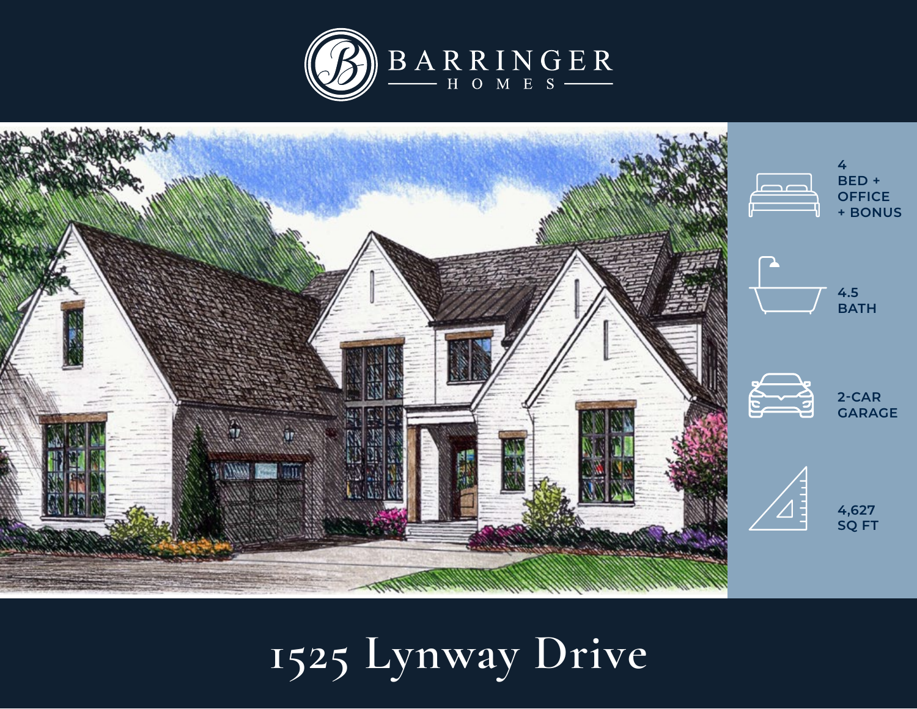BARRINGER
HOMES

4
BED +
OFFICE
+ BONUS

4.5
BATH

2-CAR
GARAGE

4,627
SQ FT

# 1525 Lynway Drive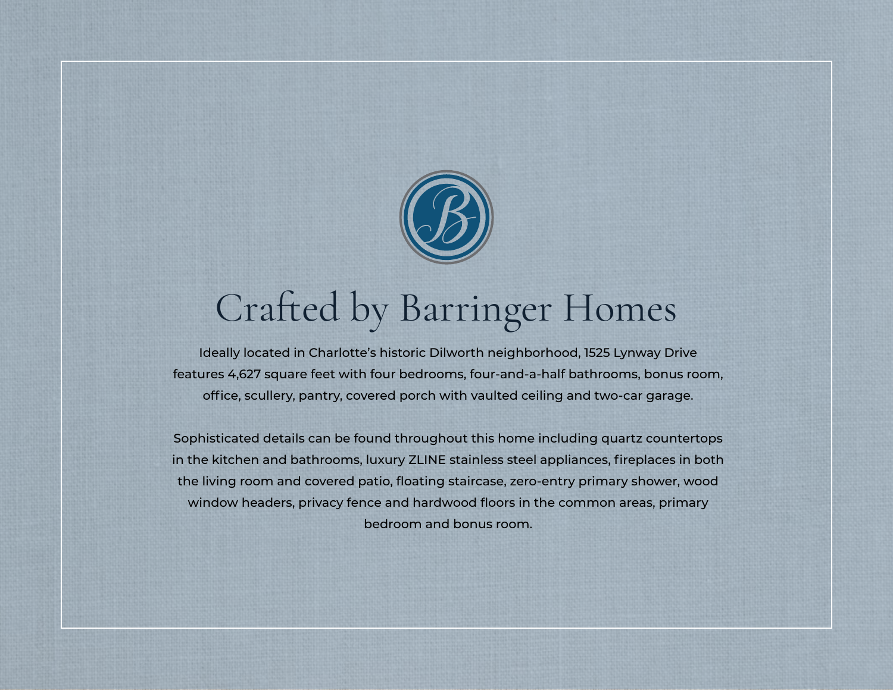# Crafted by Barringer Homes

Ideally located in Charlotte's historic Dilworth neighborhood, 1525 Lynway Drive features 4,627 square feet with four bedrooms, four-and-a-half bathrooms, bonus room, office, scullery, pantry, covered porch with vaulted ceiling and two-car garage.

Sophisticated details can be found throughout this home including quartz countertops in the kitchen and bathrooms, luxury ZLINE stainless steel appliances, fireplaces in both the living room and covered patio, floating staircase, zero-entry primary shower, wood window headers, privacy fence and hardwood floors in the common areas, primary bedroom and bonus room.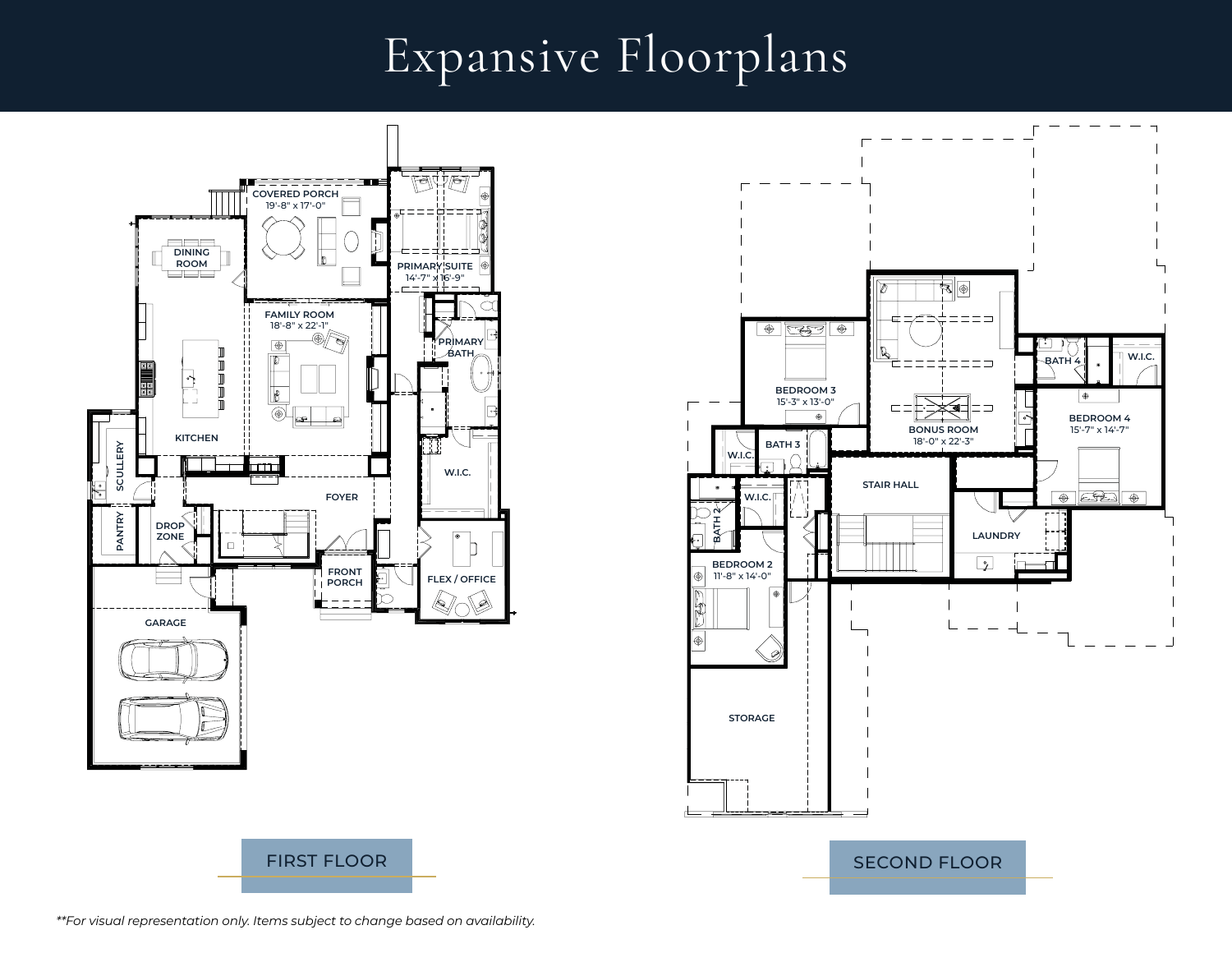# Expansive Floorplans

COVERED PORCH
19'-8" x 17'-0"

DINING ROOM

PRIMARY SUITE
14'-7" x 16'-9"

FAMILY ROOM
18'-8" x 22'-1"

PRIMARY BATH

KITCHEN

SCULLERY

W.I.C.

FOYER

PANTRY

DROP ZONE

FRONT PORCH

FLEX / OFFICE

GARAGE

FIRST FLOOR

BEDROOM 3
15'-3" x 13'-0"

BONUS ROOM
18'-0" x 22'-3"

BATH 4

W.I.C.

BEDROOM 4
15'-7" x 14'-7"

W.I.C.

BATH 3

W.I.C.

BATH 2

STAIR HALL

LAUNDRY

BEDROOM 2
11'-8" x 14'-0"

STORAGE

SECOND FLOOR

*\*For visual representation only. Items subject to change based on availability.*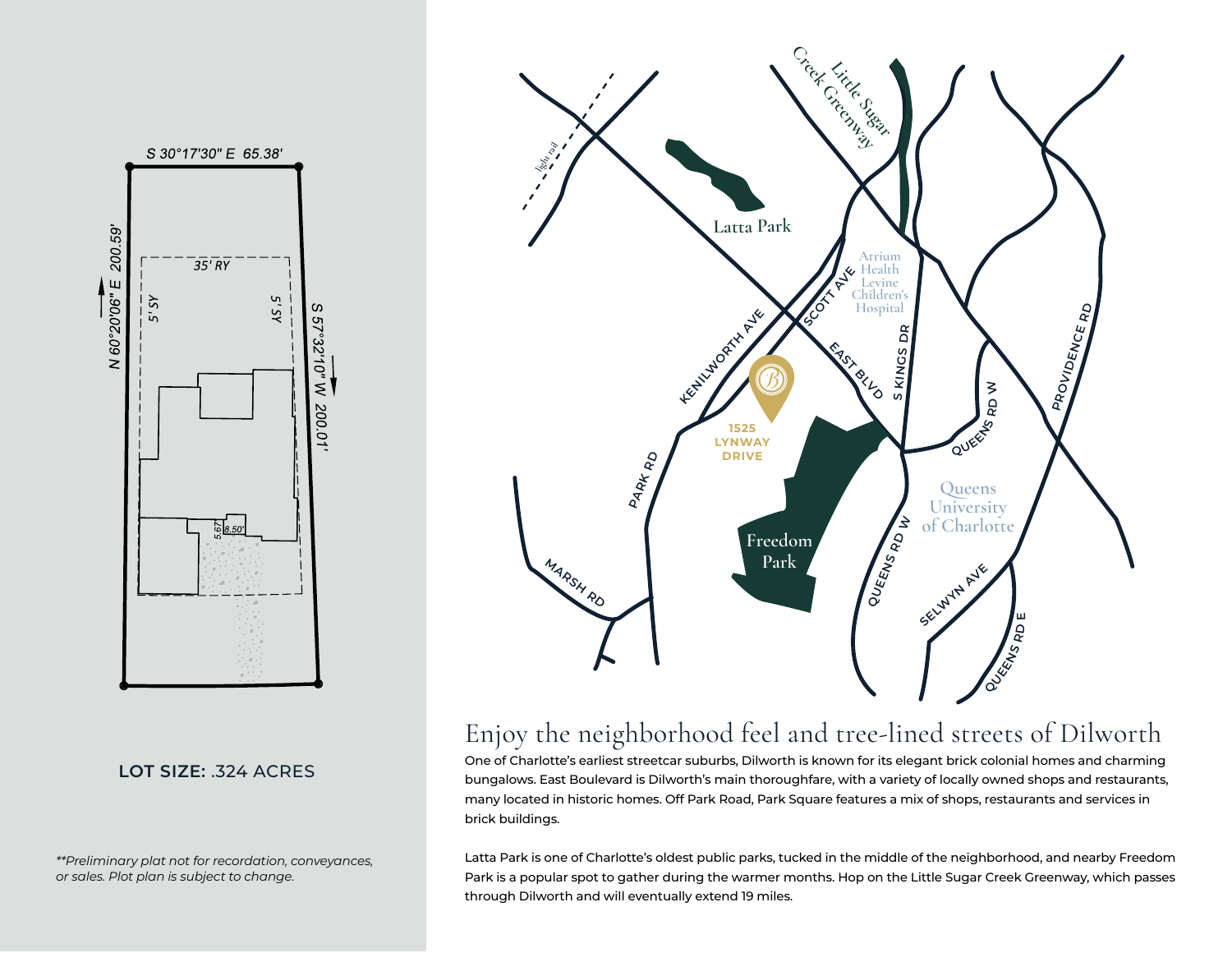S 30°17'30" E 65.38'

N 60°20'06" E 200.59'

S 57°32'10" W 200.01'

35' RY

5' SY

5' SY

5.67'

8.50'

**LOT SIZE:** .324 ACRES

*\*\*Preliminary plat not for recordation, conveyances, or sales. Plot plan is subject to change.*

Little Sugar Creek Greenway

light rail

Latta Park

Atrium Health Levine Children's Hospital

KENILWORTH AVE

SCOTT AVE

EAST BLVD

S KINGS DR

QUEENS RD W

PROVIDENCE RD

1525 LYNWAY DRIVE

PARK RD

Freedom Park

Queens University of Charlotte

MARSH RD

QUEENS RD W

SELWYN AVE

QUEENS RD E

# Enjoy the neighborhood feel and tree-lined streets of Dilworth

One of Charlotte's earliest streetcar suburbs, Dilworth is known for its elegant brick colonial homes and charming bungalows. East Boulevard is Dilworth's main thoroughfare, with a variety of locally owned shops and restaurants, many located in historic homes. Off Park Road, Park Square features a mix of shops, restaurants and services in brick buildings.

Latta Park is one of Charlotte's oldest public parks, tucked in the middle of the neighborhood, and nearby Freedom Park is a popular spot to gather during the warmer months. Hop on the Little Sugar Creek Greenway, which passes through Dilworth and will eventually extend 19 miles.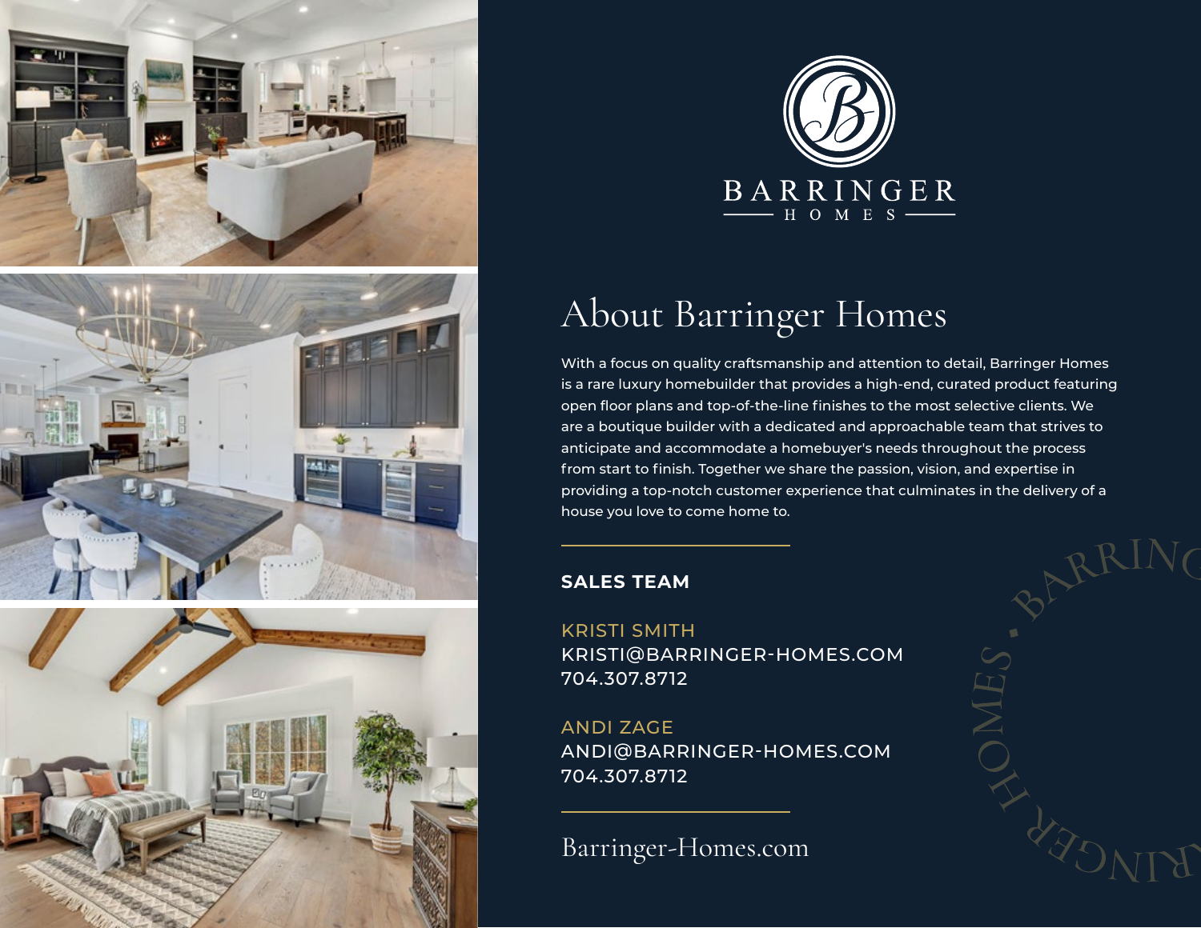BARRINGER
HOMES

# About Barringer Homes

With a focus on quality craftsmanship and attention to detail, Barringer Homes is a rare luxury homebuilder that provides a high-end, curated product featuring open floor plans and top-of-the-line finishes to the most selective clients. We are a boutique builder with a dedicated and approachable team that strives to anticipate and accommodate a homebuyer's needs throughout the process from start to finish. Together we share the passion, vision, and expertise in providing a top-notch customer experience that culminates in the delivery of a house you love to come home to.

## SALES TEAM

KRISTI SMITH
KRISTI@BARRINGER-HOMES.COM
704.307.8712

ANDI ZAGE
ANDI@BARRINGER-HOMES.COM
704.307.8712

Barringer-Homes.com